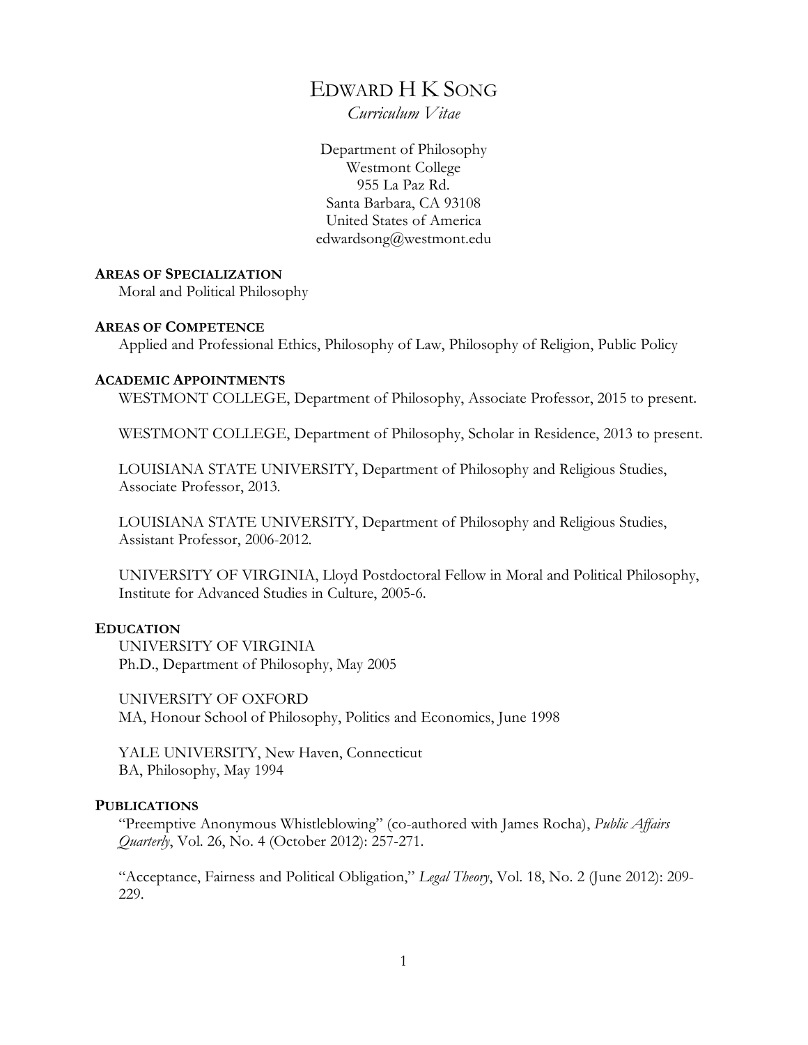# EDWARD H K SONG

*Curriculum Vitae*

Department of Philosophy
Westmont College
955 La Paz Rd.
Santa Barbara, CA 93108
United States of America
edwardsong@westmont.edu

**AREAS OF SPECIALIZATION**

Moral and Political Philosophy

**AREAS OF COMPETENCE**

Applied and Professional Ethics, Philosophy of Law, Philosophy of Religion, Public Policy

**ACADEMIC APPOINTMENTS**

WESTMONT COLLEGE, Department of Philosophy, Associate Professor, 2015 to present.

WESTMONT COLLEGE, Department of Philosophy, Scholar in Residence, 2013 to present.

LOUISIANA STATE UNIVERSITY, Department of Philosophy and Religious Studies, Associate Professor, 2013.

LOUISIANA STATE UNIVERSITY, Department of Philosophy and Religious Studies, Assistant Professor, 2006-2012.

UNIVERSITY OF VIRGINIA, Lloyd Postdoctoral Fellow in Moral and Political Philosophy, Institute for Advanced Studies in Culture, 2005-6.

**EDUCATION**

UNIVERSITY OF VIRGINIA
Ph.D., Department of Philosophy, May 2005

UNIVERSITY OF OXFORD
MA, Honour School of Philosophy, Politics and Economics, June 1998

YALE UNIVERSITY, New Haven, Connecticut
BA, Philosophy, May 1994

**PUBLICATIONS**

"Preemptive Anonymous Whistleblowing" (co-authored with James Rocha), *Public Affairs Quarterly*, Vol. 26, No. 4 (October 2012): 257-271.

"Acceptance, Fairness and Political Obligation," *Legal Theory*, Vol. 18, No. 2 (June 2012): 209-229.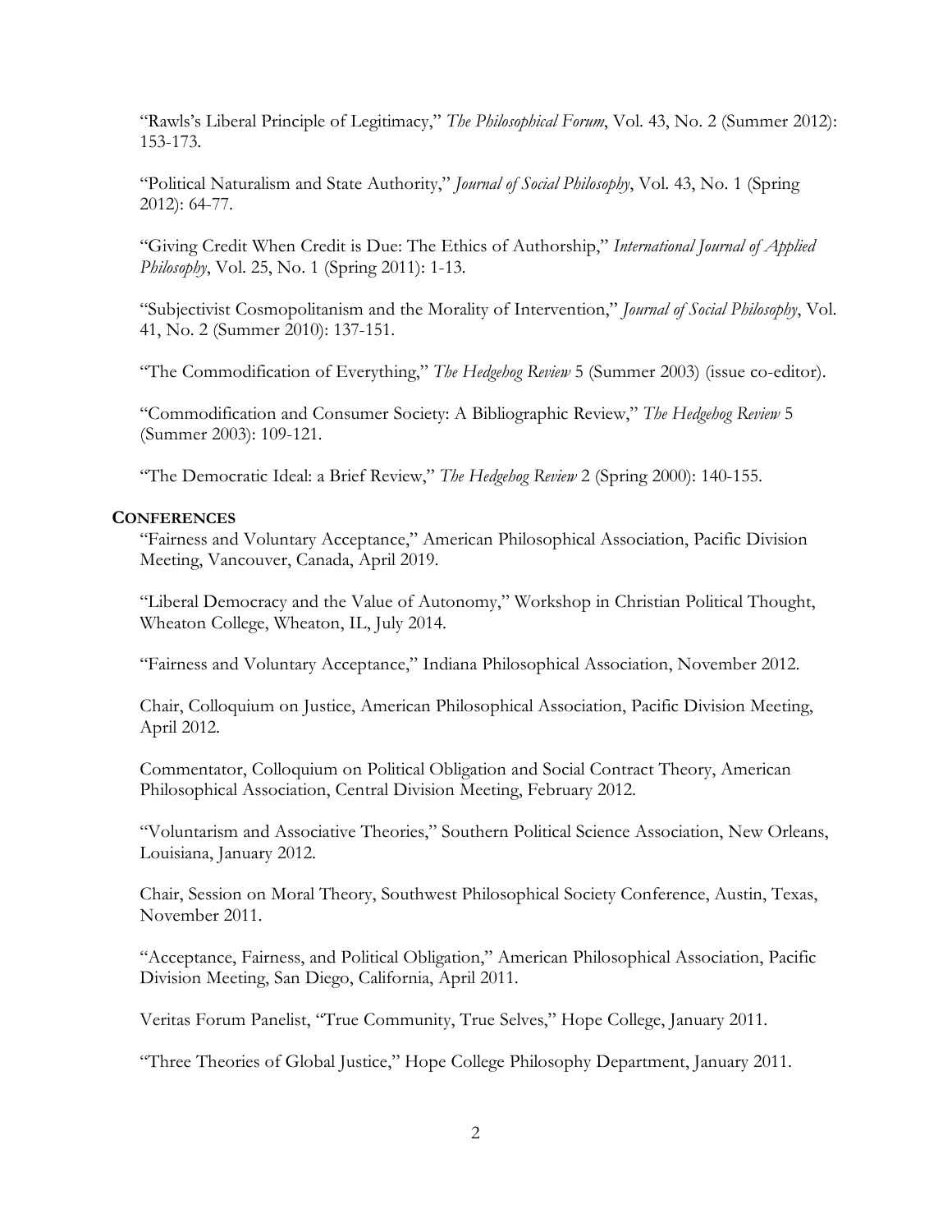"Rawls's Liberal Principle of Legitimacy," *The Philosophical Forum*, Vol. 43, No. 2 (Summer 2012): 153-173.

"Political Naturalism and State Authority," *Journal of Social Philosophy*, Vol. 43, No. 1 (Spring 2012): 64-77.

"Giving Credit When Credit is Due: The Ethics of Authorship," *International Journal of Applied Philosophy*, Vol. 25, No. 1 (Spring 2011): 1-13.

"Subjectivist Cosmopolitanism and the Morality of Intervention," *Journal of Social Philosophy*, Vol. 41, No. 2 (Summer 2010): 137-151.

"The Commodification of Everything," *The Hedgehog Review* 5 (Summer 2003) (issue co-editor).

"Commodification and Consumer Society: A Bibliographic Review," *The Hedgehog Review* 5 (Summer 2003): 109-121.

"The Democratic Ideal: a Brief Review," *The Hedgehog Review* 2 (Spring 2000): 140-155.

## CONFERENCES

"Fairness and Voluntary Acceptance," American Philosophical Association, Pacific Division Meeting, Vancouver, Canada, April 2019.

"Liberal Democracy and the Value of Autonomy," Workshop in Christian Political Thought, Wheaton College, Wheaton, IL, July 2014.

"Fairness and Voluntary Acceptance," Indiana Philosophical Association, November 2012.

Chair, Colloquium on Justice, American Philosophical Association, Pacific Division Meeting, April 2012.

Commentator, Colloquium on Political Obligation and Social Contract Theory, American Philosophical Association, Central Division Meeting, February 2012.

"Voluntarism and Associative Theories," Southern Political Science Association, New Orleans, Louisiana, January 2012.

Chair, Session on Moral Theory, Southwest Philosophical Society Conference, Austin, Texas, November 2011.

"Acceptance, Fairness, and Political Obligation," American Philosophical Association, Pacific Division Meeting, San Diego, California, April 2011.

Veritas Forum Panelist, "True Community, True Selves," Hope College, January 2011.

"Three Theories of Global Justice," Hope College Philosophy Department, January 2011.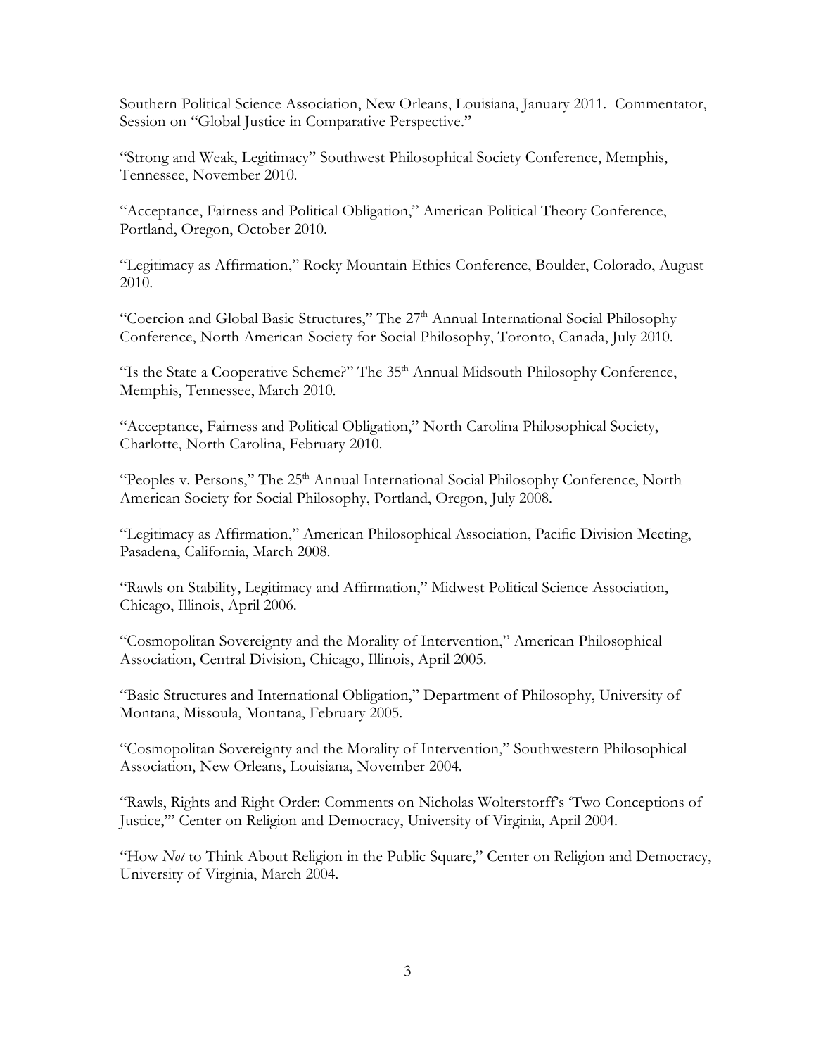Southern Political Science Association, New Orleans, Louisiana, January 2011. Commentator, Session on "Global Justice in Comparative Perspective."

"Strong and Weak, Legitimacy" Southwest Philosophical Society Conference, Memphis, Tennessee, November 2010.

"Acceptance, Fairness and Political Obligation," American Political Theory Conference, Portland, Oregon, October 2010.

"Legitimacy as Affirmation," Rocky Mountain Ethics Conference, Boulder, Colorado, August 2010.

"Coercion and Global Basic Structures," The 27th Annual International Social Philosophy Conference, North American Society for Social Philosophy, Toronto, Canada, July 2010.

"Is the State a Cooperative Scheme?" The 35th Annual Midsouth Philosophy Conference, Memphis, Tennessee, March 2010.

"Acceptance, Fairness and Political Obligation," North Carolina Philosophical Society, Charlotte, North Carolina, February 2010.

"Peoples v. Persons," The 25th Annual International Social Philosophy Conference, North American Society for Social Philosophy, Portland, Oregon, July 2008.

"Legitimacy as Affirmation," American Philosophical Association, Pacific Division Meeting, Pasadena, California, March 2008.

"Rawls on Stability, Legitimacy and Affirmation," Midwest Political Science Association, Chicago, Illinois, April 2006.

"Cosmopolitan Sovereignty and the Morality of Intervention," American Philosophical Association, Central Division, Chicago, Illinois, April 2005.

"Basic Structures and International Obligation," Department of Philosophy, University of Montana, Missoula, Montana, February 2005.

"Cosmopolitan Sovereignty and the Morality of Intervention," Southwestern Philosophical Association, New Orleans, Louisiana, November 2004.

"Rawls, Rights and Right Order: Comments on Nicholas Wolterstorff's 'Two Conceptions of Justice,'" Center on Religion and Democracy, University of Virginia, April 2004.

"How *Not* to Think About Religion in the Public Square," Center on Religion and Democracy, University of Virginia, March 2004.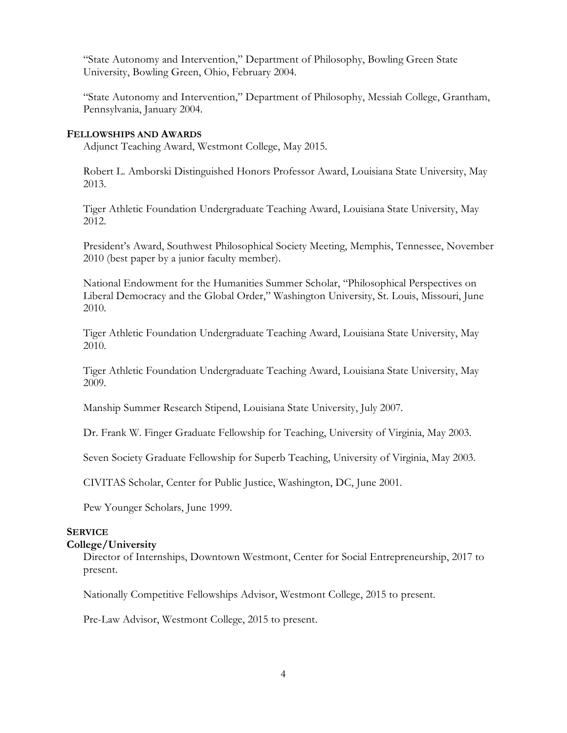"State Autonomy and Intervention," Department of Philosophy, Bowling Green State University, Bowling Green, Ohio, February 2004.

"State Autonomy and Intervention," Department of Philosophy, Messiah College, Grantham, Pennsylvania, January 2004.

## FELLOWSHIPS AND AWARDS

Adjunct Teaching Award, Westmont College, May 2015.

Robert L. Amborski Distinguished Honors Professor Award, Louisiana State University, May 2013.

Tiger Athletic Foundation Undergraduate Teaching Award, Louisiana State University, May 2012.

President's Award, Southwest Philosophical Society Meeting, Memphis, Tennessee, November 2010 (best paper by a junior faculty member).

National Endowment for the Humanities Summer Scholar, "Philosophical Perspectives on Liberal Democracy and the Global Order," Washington University, St. Louis, Missouri, June 2010.

Tiger Athletic Foundation Undergraduate Teaching Award, Louisiana State University, May 2010.

Tiger Athletic Foundation Undergraduate Teaching Award, Louisiana State University, May 2009.

Manship Summer Research Stipend, Louisiana State University, July 2007.

Dr. Frank W. Finger Graduate Fellowship for Teaching, University of Virginia, May 2003.

Seven Society Graduate Fellowship for Superb Teaching, University of Virginia, May 2003.

CIVITAS Scholar, Center for Public Justice, Washington, DC, June 2001.

Pew Younger Scholars, June 1999.

## SERVICE

### College/University

Director of Internships, Downtown Westmont, Center for Social Entrepreneurship, 2017 to present.

Nationally Competitive Fellowships Advisor, Westmont College, 2015 to present.

Pre-Law Advisor, Westmont College, 2015 to present.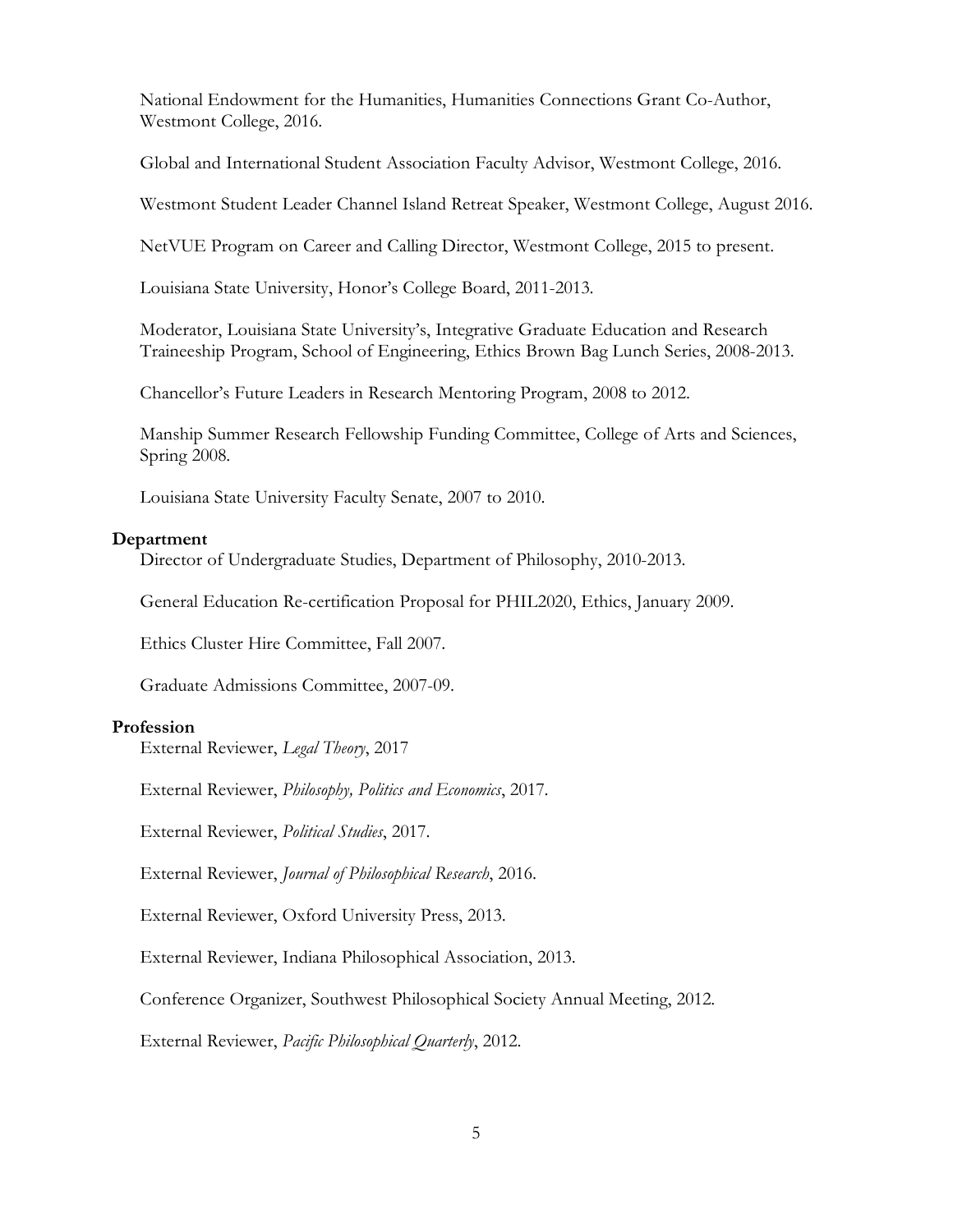National Endowment for the Humanities, Humanities Connections Grant Co-Author, Westmont College, 2016.

Global and International Student Association Faculty Advisor, Westmont College, 2016.

Westmont Student Leader Channel Island Retreat Speaker, Westmont College, August 2016.

NetVUE Program on Career and Calling Director, Westmont College, 2015 to present.

Louisiana State University, Honor's College Board, 2011-2013.

Moderator, Louisiana State University's, Integrative Graduate Education and Research Traineeship Program, School of Engineering, Ethics Brown Bag Lunch Series, 2008-2013.

Chancellor's Future Leaders in Research Mentoring Program, 2008 to 2012.

Manship Summer Research Fellowship Funding Committee, College of Arts and Sciences, Spring 2008.

Louisiana State University Faculty Senate, 2007 to 2010.

**Department**

Director of Undergraduate Studies, Department of Philosophy, 2010-2013.

General Education Re-certification Proposal for PHIL2020, Ethics, January 2009.

Ethics Cluster Hire Committee, Fall 2007.

Graduate Admissions Committee, 2007-09.

**Profession**

External Reviewer, *Legal Theory*, 2017

External Reviewer, *Philosophy, Politics and Economics*, 2017.

External Reviewer, *Political Studies*, 2017.

External Reviewer, *Journal of Philosophical Research*, 2016.

External Reviewer, Oxford University Press, 2013.

External Reviewer, Indiana Philosophical Association, 2013.

Conference Organizer, Southwest Philosophical Society Annual Meeting, 2012.

External Reviewer, *Pacific Philosophical Quarterly*, 2012.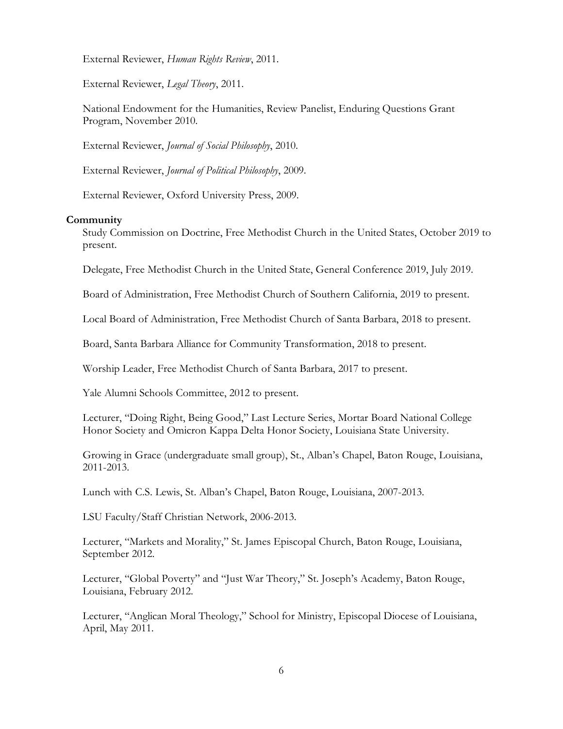External Reviewer, *Human Rights Review*, 2011.

External Reviewer, *Legal Theory*, 2011.

National Endowment for the Humanities, Review Panelist, Enduring Questions Grant Program, November 2010.

External Reviewer, *Journal of Social Philosophy*, 2010.

External Reviewer, *Journal of Political Philosophy*, 2009.

External Reviewer, Oxford University Press, 2009.

**Community**

Study Commission on Doctrine, Free Methodist Church in the United States, October 2019 to present.

Delegate, Free Methodist Church in the United State, General Conference 2019, July 2019.

Board of Administration, Free Methodist Church of Southern California, 2019 to present.

Local Board of Administration, Free Methodist Church of Santa Barbara, 2018 to present.

Board, Santa Barbara Alliance for Community Transformation, 2018 to present.

Worship Leader, Free Methodist Church of Santa Barbara, 2017 to present.

Yale Alumni Schools Committee, 2012 to present.

Lecturer, "Doing Right, Being Good," Last Lecture Series, Mortar Board National College Honor Society and Omicron Kappa Delta Honor Society, Louisiana State University.

Growing in Grace (undergraduate small group), St., Alban's Chapel, Baton Rouge, Louisiana, 2011-2013.

Lunch with C.S. Lewis, St. Alban's Chapel, Baton Rouge, Louisiana, 2007-2013.

LSU Faculty/Staff Christian Network, 2006-2013.

Lecturer, "Markets and Morality," St. James Episcopal Church, Baton Rouge, Louisiana, September 2012.

Lecturer, "Global Poverty" and "Just War Theory," St. Joseph's Academy, Baton Rouge, Louisiana, February 2012.

Lecturer, "Anglican Moral Theology," School for Ministry, Episcopal Diocese of Louisiana, April, May 2011.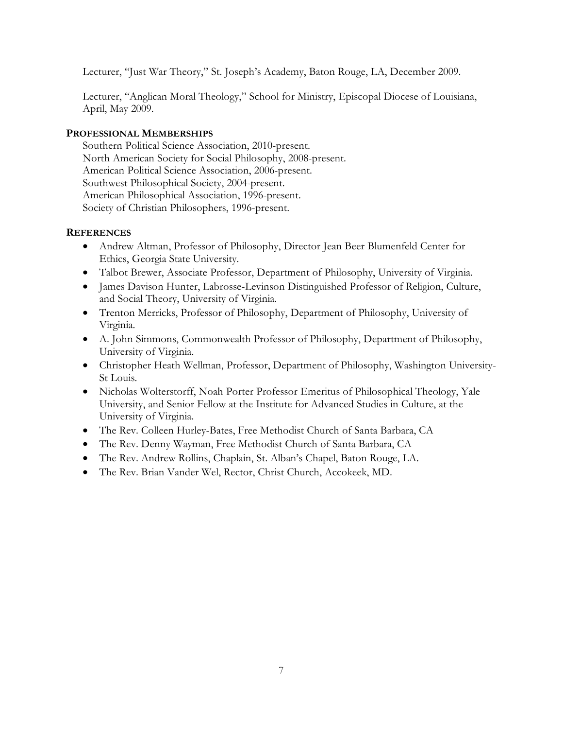Lecturer, "Just War Theory," St. Joseph's Academy, Baton Rouge, LA, December 2009.

Lecturer, "Anglican Moral Theology," School for Ministry, Episcopal Diocese of Louisiana, April, May 2009.

## PROFESSIONAL MEMBERSHIPS

Southern Political Science Association, 2010-present.
North American Society for Social Philosophy, 2008-present.
American Political Science Association, 2006-present.
Southwest Philosophical Society, 2004-present.
American Philosophical Association, 1996-present.
Society of Christian Philosophers, 1996-present.

## REFERENCES

- Andrew Altman, Professor of Philosophy, Director Jean Beer Blumenfeld Center for Ethics, Georgia State University.
- Talbot Brewer, Associate Professor, Department of Philosophy, University of Virginia.
- James Davison Hunter, Labrosse-Levinson Distinguished Professor of Religion, Culture, and Social Theory, University of Virginia.
- Trenton Merricks, Professor of Philosophy, Department of Philosophy, University of Virginia.
- A. John Simmons, Commonwealth Professor of Philosophy, Department of Philosophy, University of Virginia.
- Christopher Heath Wellman, Professor, Department of Philosophy, Washington University-St Louis.
- Nicholas Wolterstorff, Noah Porter Professor Emeritus of Philosophical Theology, Yale University, and Senior Fellow at the Institute for Advanced Studies in Culture, at the University of Virginia.
- The Rev. Colleen Hurley-Bates, Free Methodist Church of Santa Barbara, CA
- The Rev. Denny Wayman, Free Methodist Church of Santa Barbara, CA
- The Rev. Andrew Rollins, Chaplain, St. Alban's Chapel, Baton Rouge, LA.
- The Rev. Brian Vander Wel, Rector, Christ Church, Accokeek, MD.